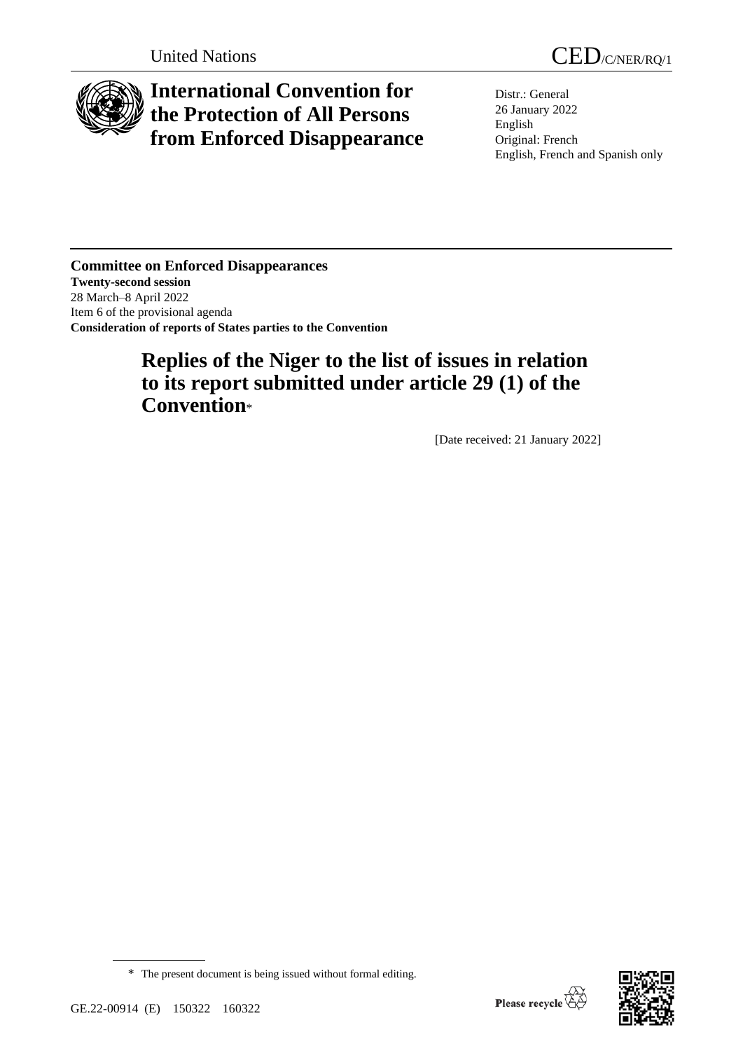United Nations

CED/C/NER/RQ/1

# International Convention for the Protection of All Persons from Enforced Disappearance

Distr.: General
26 January 2022
English
Original: French
English, French and Spanish only

**Committee on Enforced Disappearances**
**Twenty-second session**
28 March–8 April 2022
Item 6 of the provisional agenda
**Consideration of reports of States parties to the Convention**

## Replies of the Niger to the list of issues in relation to its report submitted under article 29 (1) of the Convention*

[Date received: 21 January 2022]

\* The present document is being issued without formal editing.

GE.22-00914 (E) 150322 160322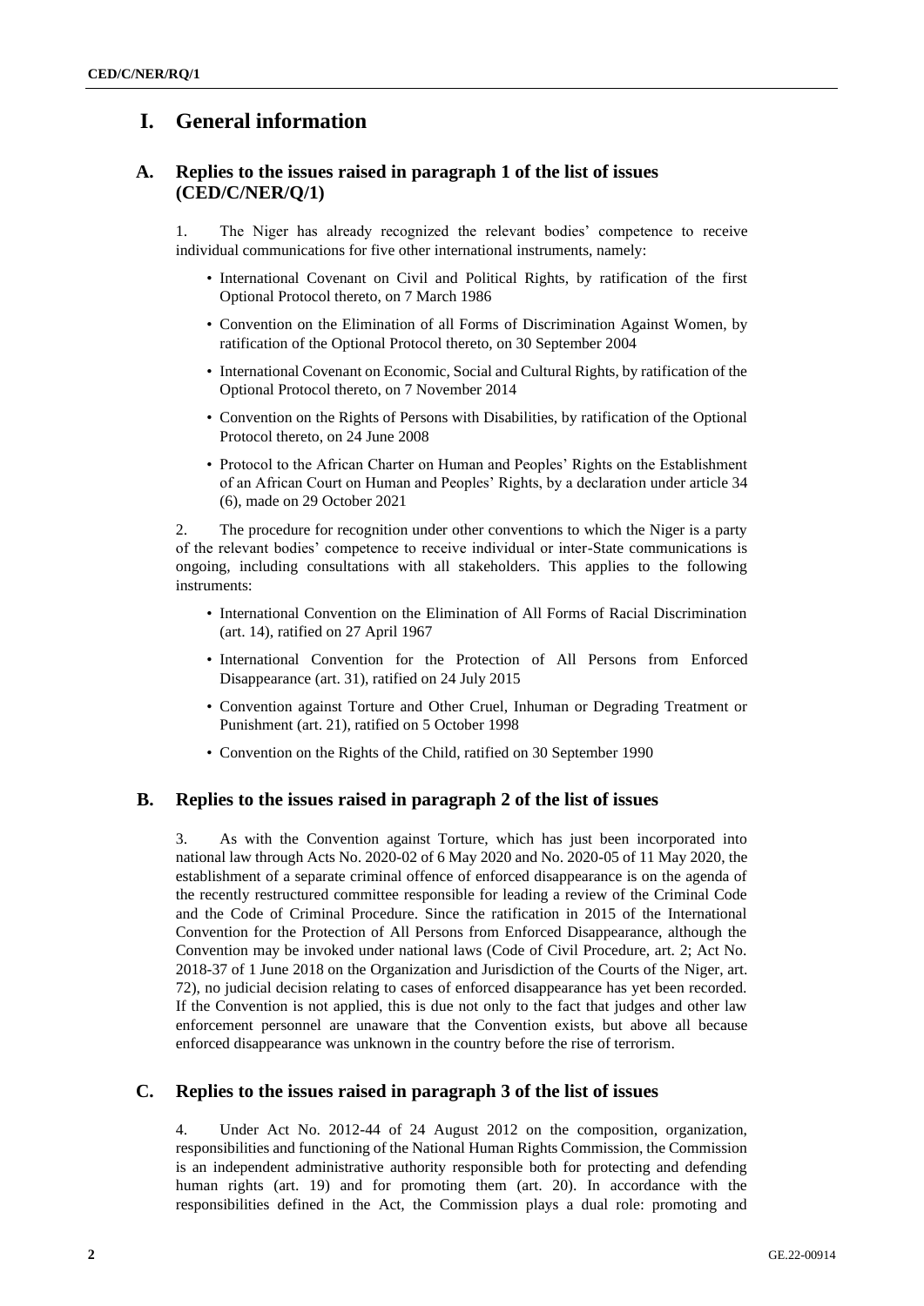# I. General information

## A. Replies to the issues raised in paragraph 1 of the list of issues (CED/C/NER/Q/1)

1. The Niger has already recognized the relevant bodies' competence to receive individual communications for five other international instruments, namely:

- International Covenant on Civil and Political Rights, by ratification of the first Optional Protocol thereto, on 7 March 1986
- Convention on the Elimination of all Forms of Discrimination Against Women, by ratification of the Optional Protocol thereto, on 30 September 2004
- International Covenant on Economic, Social and Cultural Rights, by ratification of the Optional Protocol thereto, on 7 November 2014
- Convention on the Rights of Persons with Disabilities, by ratification of the Optional Protocol thereto, on 24 June 2008
- Protocol to the African Charter on Human and Peoples' Rights on the Establishment of an African Court on Human and Peoples' Rights, by a declaration under article 34 (6), made on 29 October 2021

2. The procedure for recognition under other conventions to which the Niger is a party of the relevant bodies' competence to receive individual or inter-State communications is ongoing, including consultations with all stakeholders. This applies to the following instruments:

- International Convention on the Elimination of All Forms of Racial Discrimination (art. 14), ratified on 27 April 1967
- International Convention for the Protection of All Persons from Enforced Disappearance (art. 31), ratified on 24 July 2015
- Convention against Torture and Other Cruel, Inhuman or Degrading Treatment or Punishment (art. 21), ratified on 5 October 1998
- Convention on the Rights of the Child, ratified on 30 September 1990

## B. Replies to the issues raised in paragraph 2 of the list of issues

3. As with the Convention against Torture, which has just been incorporated into national law through Acts No. 2020-02 of 6 May 2020 and No. 2020-05 of 11 May 2020, the establishment of a separate criminal offence of enforced disappearance is on the agenda of the recently restructured committee responsible for leading a review of the Criminal Code and the Code of Criminal Procedure. Since the ratification in 2015 of the International Convention for the Protection of All Persons from Enforced Disappearance, although the Convention may be invoked under national laws (Code of Civil Procedure, art. 2; Act No. 2018-37 of 1 June 2018 on the Organization and Jurisdiction of the Courts of the Niger, art. 72), no judicial decision relating to cases of enforced disappearance has yet been recorded. If the Convention is not applied, this is due not only to the fact that judges and other law enforcement personnel are unaware that the Convention exists, but above all because enforced disappearance was unknown in the country before the rise of terrorism.

## C. Replies to the issues raised in paragraph 3 of the list of issues

4. Under Act No. 2012-44 of 24 August 2012 on the composition, organization, responsibilities and functioning of the National Human Rights Commission, the Commission is an independent administrative authority responsible both for protecting and defending human rights (art. 19) and for promoting them (art. 20). In accordance with the responsibilities defined in the Act, the Commission plays a dual role: promoting and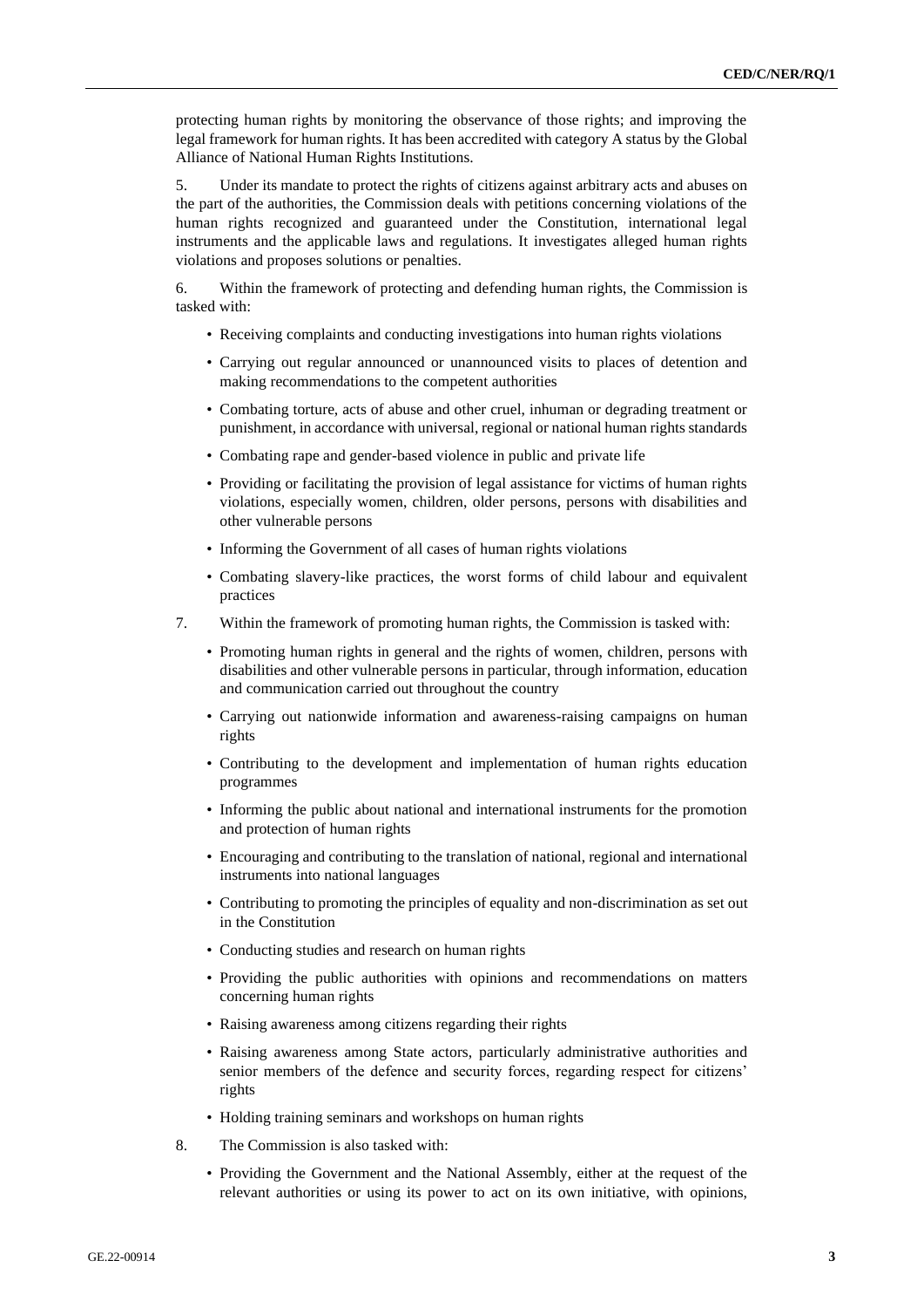protecting human rights by monitoring the observance of those rights; and improving the legal framework for human rights. It has been accredited with category A status by the Global Alliance of National Human Rights Institutions.

5. Under its mandate to protect the rights of citizens against arbitrary acts and abuses on the part of the authorities, the Commission deals with petitions concerning violations of the human rights recognized and guaranteed under the Constitution, international legal instruments and the applicable laws and regulations. It investigates alleged human rights violations and proposes solutions or penalties.

6. Within the framework of protecting and defending human rights, the Commission is tasked with:

- Receiving complaints and conducting investigations into human rights violations
- Carrying out regular announced or unannounced visits to places of detention and making recommendations to the competent authorities
- Combating torture, acts of abuse and other cruel, inhuman or degrading treatment or punishment, in accordance with universal, regional or national human rights standards
- Combating rape and gender-based violence in public and private life
- Providing or facilitating the provision of legal assistance for victims of human rights violations, especially women, children, older persons, persons with disabilities and other vulnerable persons
- Informing the Government of all cases of human rights violations
- Combating slavery-like practices, the worst forms of child labour and equivalent practices

7. Within the framework of promoting human rights, the Commission is tasked with:

- Promoting human rights in general and the rights of women, children, persons with disabilities and other vulnerable persons in particular, through information, education and communication carried out throughout the country
- Carrying out nationwide information and awareness-raising campaigns on human rights
- Contributing to the development and implementation of human rights education programmes
- Informing the public about national and international instruments for the promotion and protection of human rights
- Encouraging and contributing to the translation of national, regional and international instruments into national languages
- Contributing to promoting the principles of equality and non-discrimination as set out in the Constitution
- Conducting studies and research on human rights
- Providing the public authorities with opinions and recommendations on matters concerning human rights
- Raising awareness among citizens regarding their rights
- Raising awareness among State actors, particularly administrative authorities and senior members of the defence and security forces, regarding respect for citizens' rights
- Holding training seminars and workshops on human rights

8. The Commission is also tasked with:

- Providing the Government and the National Assembly, either at the request of the relevant authorities or using its power to act on its own initiative, with opinions,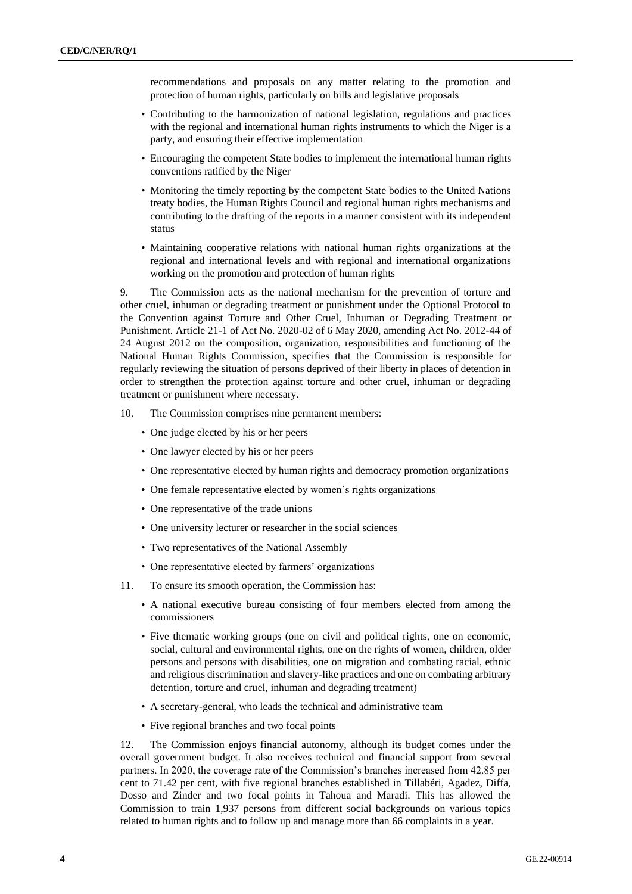recommendations and proposals on any matter relating to the promotion and protection of human rights, particularly on bills and legislative proposals

- Contributing to the harmonization of national legislation, regulations and practices with the regional and international human rights instruments to which the Niger is a party, and ensuring their effective implementation
- Encouraging the competent State bodies to implement the international human rights conventions ratified by the Niger
- Monitoring the timely reporting by the competent State bodies to the United Nations treaty bodies, the Human Rights Council and regional human rights mechanisms and contributing to the drafting of the reports in a manner consistent with its independent status
- Maintaining cooperative relations with national human rights organizations at the regional and international levels and with regional and international organizations working on the promotion and protection of human rights

9. The Commission acts as the national mechanism for the prevention of torture and other cruel, inhuman or degrading treatment or punishment under the Optional Protocol to the Convention against Torture and Other Cruel, Inhuman or Degrading Treatment or Punishment. Article 21-1 of Act No. 2020-02 of 6 May 2020, amending Act No. 2012-44 of 24 August 2012 on the composition, organization, responsibilities and functioning of the National Human Rights Commission, specifies that the Commission is responsible for regularly reviewing the situation of persons deprived of their liberty in places of detention in order to strengthen the protection against torture and other cruel, inhuman or degrading treatment or punishment where necessary.

10. The Commission comprises nine permanent members:

- One judge elected by his or her peers
- One lawyer elected by his or her peers
- One representative elected by human rights and democracy promotion organizations
- One female representative elected by women's rights organizations
- One representative of the trade unions
- One university lecturer or researcher in the social sciences
- Two representatives of the National Assembly
- One representative elected by farmers' organizations

11. To ensure its smooth operation, the Commission has:

- A national executive bureau consisting of four members elected from among the commissioners
- Five thematic working groups (one on civil and political rights, one on economic, social, cultural and environmental rights, one on the rights of women, children, older persons and persons with disabilities, one on migration and combating racial, ethnic and religious discrimination and slavery-like practices and one on combating arbitrary detention, torture and cruel, inhuman and degrading treatment)
- A secretary-general, who leads the technical and administrative team
- Five regional branches and two focal points

12. The Commission enjoys financial autonomy, although its budget comes under the overall government budget. It also receives technical and financial support from several partners. In 2020, the coverage rate of the Commission's branches increased from 42.85 per cent to 71.42 per cent, with five regional branches established in Tillabéri, Agadez, Diffa, Dosso and Zinder and two focal points in Tahoua and Maradi. This has allowed the Commission to train 1,937 persons from different social backgrounds on various topics related to human rights and to follow up and manage more than 66 complaints in a year.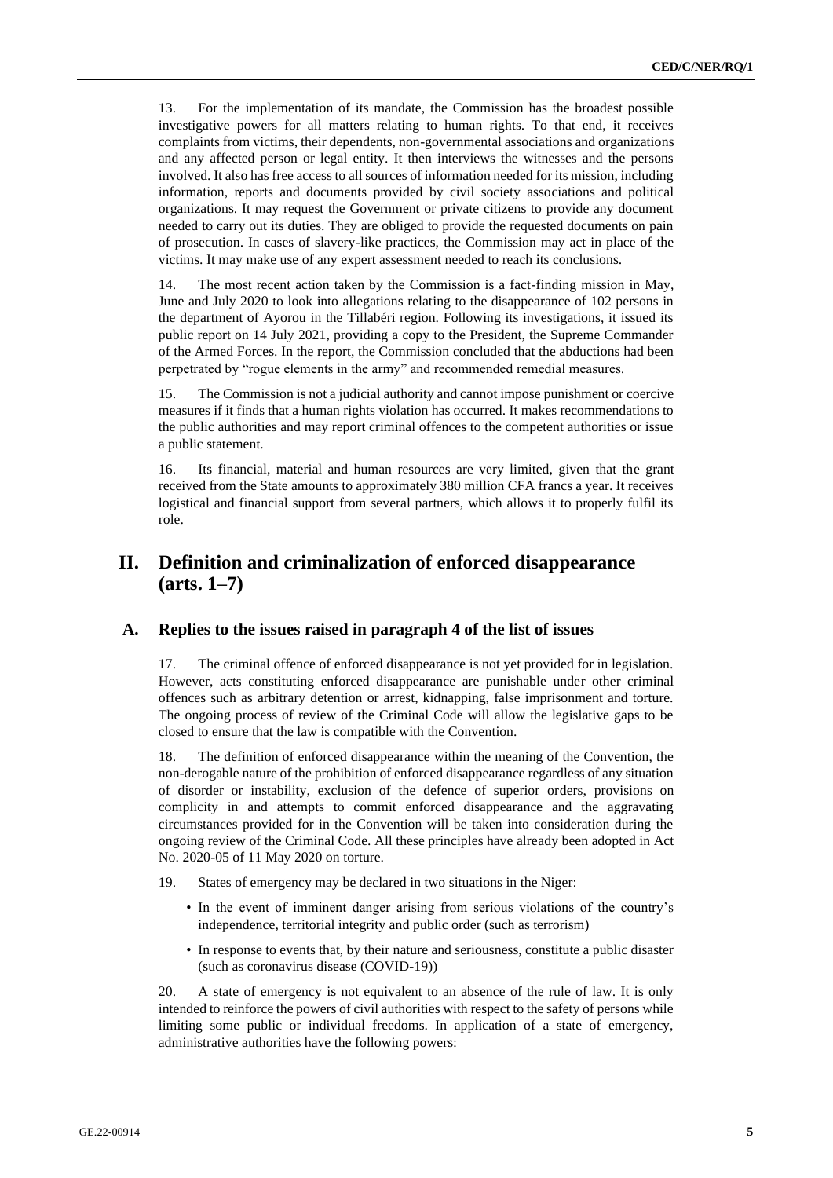13. For the implementation of its mandate, the Commission has the broadest possible investigative powers for all matters relating to human rights. To that end, it receives complaints from victims, their dependents, non-governmental associations and organizations and any affected person or legal entity. It then interviews the witnesses and the persons involved. It also has free access to all sources of information needed for its mission, including information, reports and documents provided by civil society associations and political organizations. It may request the Government or private citizens to provide any document needed to carry out its duties. They are obliged to provide the requested documents on pain of prosecution. In cases of slavery-like practices, the Commission may act in place of the victims. It may make use of any expert assessment needed to reach its conclusions.

14. The most recent action taken by the Commission is a fact-finding mission in May, June and July 2020 to look into allegations relating to the disappearance of 102 persons in the department of Ayorou in the Tillabéri region. Following its investigations, it issued its public report on 14 July 2021, providing a copy to the President, the Supreme Commander of the Armed Forces. In the report, the Commission concluded that the abductions had been perpetrated by "rogue elements in the army" and recommended remedial measures.

15. The Commission is not a judicial authority and cannot impose punishment or coercive measures if it finds that a human rights violation has occurred. It makes recommendations to the public authorities and may report criminal offences to the competent authorities or issue a public statement.

16. Its financial, material and human resources are very limited, given that the grant received from the State amounts to approximately 380 million CFA francs a year. It receives logistical and financial support from several partners, which allows it to properly fulfil its role.

# II. Definition and criminalization of enforced disappearance (arts. 1–7)

## A. Replies to the issues raised in paragraph 4 of the list of issues

17. The criminal offence of enforced disappearance is not yet provided for in legislation. However, acts constituting enforced disappearance are punishable under other criminal offences such as arbitrary detention or arrest, kidnapping, false imprisonment and torture. The ongoing process of review of the Criminal Code will allow the legislative gaps to be closed to ensure that the law is compatible with the Convention.

18. The definition of enforced disappearance within the meaning of the Convention, the non-derogable nature of the prohibition of enforced disappearance regardless of any situation of disorder or instability, exclusion of the defence of superior orders, provisions on complicity in and attempts to commit enforced disappearance and the aggravating circumstances provided for in the Convention will be taken into consideration during the ongoing review of the Criminal Code. All these principles have already been adopted in Act No. 2020-05 of 11 May 2020 on torture.

19. States of emergency may be declared in two situations in the Niger:

- In the event of imminent danger arising from serious violations of the country's independence, territorial integrity and public order (such as terrorism)
- In response to events that, by their nature and seriousness, constitute a public disaster (such as coronavirus disease (COVID-19))

20. A state of emergency is not equivalent to an absence of the rule of law. It is only intended to reinforce the powers of civil authorities with respect to the safety of persons while limiting some public or individual freedoms. In application of a state of emergency, administrative authorities have the following powers: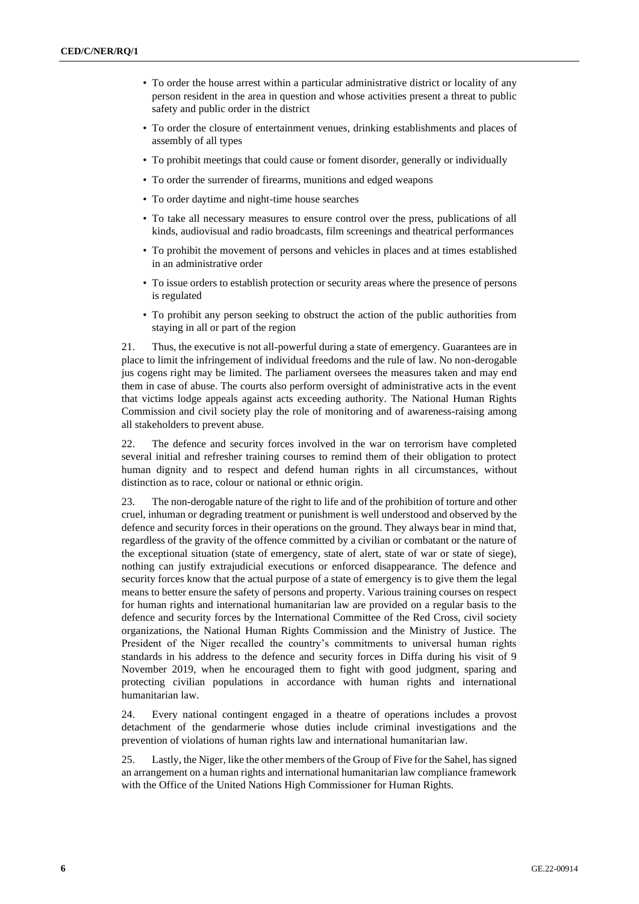- To order the house arrest within a particular administrative district or locality of any person resident in the area in question and whose activities present a threat to public safety and public order in the district
- To order the closure of entertainment venues, drinking establishments and places of assembly of all types
- To prohibit meetings that could cause or foment disorder, generally or individually
- To order the surrender of firearms, munitions and edged weapons
- To order daytime and night-time house searches
- To take all necessary measures to ensure control over the press, publications of all kinds, audiovisual and radio broadcasts, film screenings and theatrical performances
- To prohibit the movement of persons and vehicles in places and at times established in an administrative order
- To issue orders to establish protection or security areas where the presence of persons is regulated
- To prohibit any person seeking to obstruct the action of the public authorities from staying in all or part of the region

21. Thus, the executive is not all-powerful during a state of emergency. Guarantees are in place to limit the infringement of individual freedoms and the rule of law. No non-derogable jus cogens right may be limited. The parliament oversees the measures taken and may end them in case of abuse. The courts also perform oversight of administrative acts in the event that victims lodge appeals against acts exceeding authority. The National Human Rights Commission and civil society play the role of monitoring and of awareness-raising among all stakeholders to prevent abuse.

22. The defence and security forces involved in the war on terrorism have completed several initial and refresher training courses to remind them of their obligation to protect human dignity and to respect and defend human rights in all circumstances, without distinction as to race, colour or national or ethnic origin.

23. The non-derogable nature of the right to life and of the prohibition of torture and other cruel, inhuman or degrading treatment or punishment is well understood and observed by the defence and security forces in their operations on the ground. They always bear in mind that, regardless of the gravity of the offence committed by a civilian or combatant or the nature of the exceptional situation (state of emergency, state of alert, state of war or state of siege), nothing can justify extrajudicial executions or enforced disappearance. The defence and security forces know that the actual purpose of a state of emergency is to give them the legal means to better ensure the safety of persons and property. Various training courses on respect for human rights and international humanitarian law are provided on a regular basis to the defence and security forces by the International Committee of the Red Cross, civil society organizations, the National Human Rights Commission and the Ministry of Justice. The President of the Niger recalled the country's commitments to universal human rights standards in his address to the defence and security forces in Diffa during his visit of 9 November 2019, when he encouraged them to fight with good judgment, sparing and protecting civilian populations in accordance with human rights and international humanitarian law.

24. Every national contingent engaged in a theatre of operations includes a provost detachment of the gendarmerie whose duties include criminal investigations and the prevention of violations of human rights law and international humanitarian law.

25. Lastly, the Niger, like the other members of the Group of Five for the Sahel, has signed an arrangement on a human rights and international humanitarian law compliance framework with the Office of the United Nations High Commissioner for Human Rights.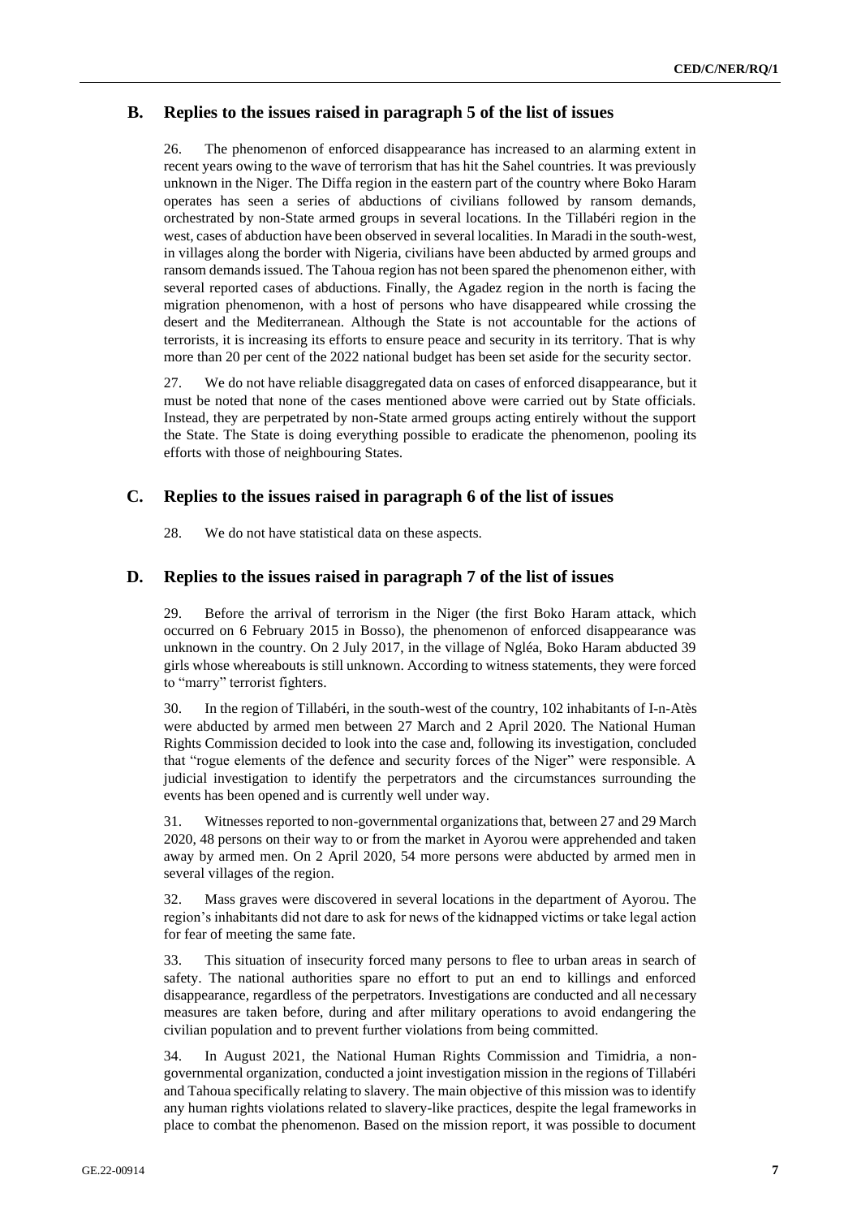## B. Replies to the issues raised in paragraph 5 of the list of issues

26. The phenomenon of enforced disappearance has increased to an alarming extent in recent years owing to the wave of terrorism that has hit the Sahel countries. It was previously unknown in the Niger. The Diffa region in the eastern part of the country where Boko Haram operates has seen a series of abductions of civilians followed by ransom demands, orchestrated by non-State armed groups in several locations. In the Tillabéri region in the west, cases of abduction have been observed in several localities. In Maradi in the south-west, in villages along the border with Nigeria, civilians have been abducted by armed groups and ransom demands issued. The Tahoua region has not been spared the phenomenon either, with several reported cases of abductions. Finally, the Agadez region in the north is facing the migration phenomenon, with a host of persons who have disappeared while crossing the desert and the Mediterranean. Although the State is not accountable for the actions of terrorists, it is increasing its efforts to ensure peace and security in its territory. That is why more than 20 per cent of the 2022 national budget has been set aside for the security sector.

27. We do not have reliable disaggregated data on cases of enforced disappearance, but it must be noted that none of the cases mentioned above were carried out by State officials. Instead, they are perpetrated by non-State armed groups acting entirely without the support the State. The State is doing everything possible to eradicate the phenomenon, pooling its efforts with those of neighbouring States.

## C. Replies to the issues raised in paragraph 6 of the list of issues

28. We do not have statistical data on these aspects.

## D. Replies to the issues raised in paragraph 7 of the list of issues

29. Before the arrival of terrorism in the Niger (the first Boko Haram attack, which occurred on 6 February 2015 in Bosso), the phenomenon of enforced disappearance was unknown in the country. On 2 July 2017, in the village of Ngléa, Boko Haram abducted 39 girls whose whereabouts is still unknown. According to witness statements, they were forced to "marry" terrorist fighters.

30. In the region of Tillabéri, in the south-west of the country, 102 inhabitants of I-n-Atès were abducted by armed men between 27 March and 2 April 2020. The National Human Rights Commission decided to look into the case and, following its investigation, concluded that "rogue elements of the defence and security forces of the Niger" were responsible. A judicial investigation to identify the perpetrators and the circumstances surrounding the events has been opened and is currently well under way.

31. Witnesses reported to non-governmental organizations that, between 27 and 29 March 2020, 48 persons on their way to or from the market in Ayorou were apprehended and taken away by armed men. On 2 April 2020, 54 more persons were abducted by armed men in several villages of the region.

32. Mass graves were discovered in several locations in the department of Ayorou. The region's inhabitants did not dare to ask for news of the kidnapped victims or take legal action for fear of meeting the same fate.

33. This situation of insecurity forced many persons to flee to urban areas in search of safety. The national authorities spare no effort to put an end to killings and enforced disappearance, regardless of the perpetrators. Investigations are conducted and all necessary measures are taken before, during and after military operations to avoid endangering the civilian population and to prevent further violations from being committed.

34. In August 2021, the National Human Rights Commission and Timidria, a non-governmental organization, conducted a joint investigation mission in the regions of Tillabéri and Tahoua specifically relating to slavery. The main objective of this mission was to identify any human rights violations related to slavery-like practices, despite the legal frameworks in place to combat the phenomenon. Based on the mission report, it was possible to document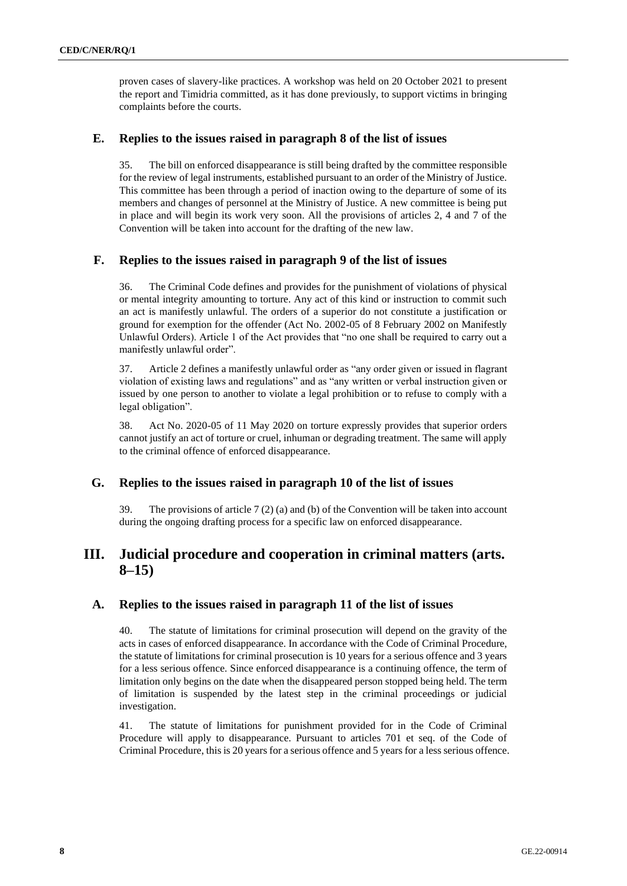proven cases of slavery-like practices. A workshop was held on 20 October 2021 to present the report and Timidria committed, as it has done previously, to support victims in bringing complaints before the courts.

## E. Replies to the issues raised in paragraph 8 of the list of issues

35. The bill on enforced disappearance is still being drafted by the committee responsible for the review of legal instruments, established pursuant to an order of the Ministry of Justice. This committee has been through a period of inaction owing to the departure of some of its members and changes of personnel at the Ministry of Justice. A new committee is being put in place and will begin its work very soon. All the provisions of articles 2, 4 and 7 of the Convention will be taken into account for the drafting of the new law.

## F. Replies to the issues raised in paragraph 9 of the list of issues

36. The Criminal Code defines and provides for the punishment of violations of physical or mental integrity amounting to torture. Any act of this kind or instruction to commit such an act is manifestly unlawful. The orders of a superior do not constitute a justification or ground for exemption for the offender (Act No. 2002-05 of 8 February 2002 on Manifestly Unlawful Orders). Article 1 of the Act provides that "no one shall be required to carry out a manifestly unlawful order".

37. Article 2 defines a manifestly unlawful order as "any order given or issued in flagrant violation of existing laws and regulations" and as "any written or verbal instruction given or issued by one person to another to violate a legal prohibition or to refuse to comply with a legal obligation".

38. Act No. 2020-05 of 11 May 2020 on torture expressly provides that superior orders cannot justify an act of torture or cruel, inhuman or degrading treatment. The same will apply to the criminal offence of enforced disappearance.

## G. Replies to the issues raised in paragraph 10 of the list of issues

39. The provisions of article 7 (2) (a) and (b) of the Convention will be taken into account during the ongoing drafting process for a specific law on enforced disappearance.

# III. Judicial procedure and cooperation in criminal matters (arts. 8–15)

## A. Replies to the issues raised in paragraph 11 of the list of issues

40. The statute of limitations for criminal prosecution will depend on the gravity of the acts in cases of enforced disappearance. In accordance with the Code of Criminal Procedure, the statute of limitations for criminal prosecution is 10 years for a serious offence and 3 years for a less serious offence. Since enforced disappearance is a continuing offence, the term of limitation only begins on the date when the disappeared person stopped being held. The term of limitation is suspended by the latest step in the criminal proceedings or judicial investigation.

41. The statute of limitations for punishment provided for in the Code of Criminal Procedure will apply to disappearance. Pursuant to articles 701 et seq. of the Code of Criminal Procedure, this is 20 years for a serious offence and 5 years for a less serious offence.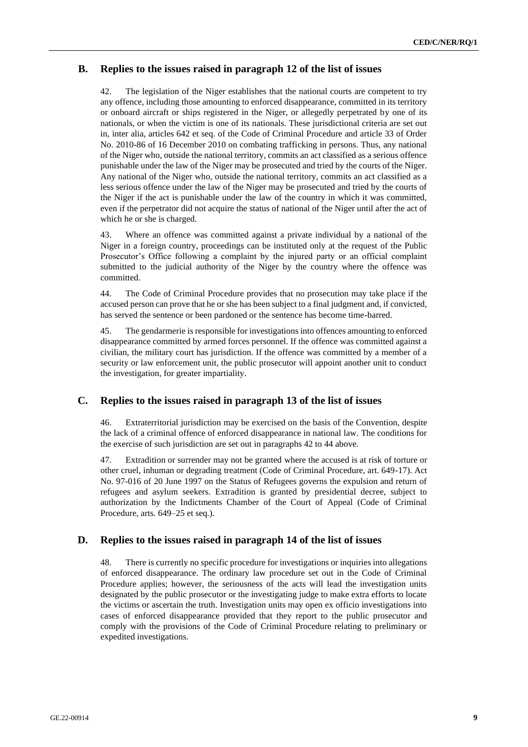## B. Replies to the issues raised in paragraph 12 of the list of issues

42. The legislation of the Niger establishes that the national courts are competent to try any offence, including those amounting to enforced disappearance, committed in its territory or onboard aircraft or ships registered in the Niger, or allegedly perpetrated by one of its nationals, or when the victim is one of its nationals. These jurisdictional criteria are set out in, inter alia, articles 642 et seq. of the Code of Criminal Procedure and article 33 of Order No. 2010-86 of 16 December 2010 on combating trafficking in persons. Thus, any national of the Niger who, outside the national territory, commits an act classified as a serious offence punishable under the law of the Niger may be prosecuted and tried by the courts of the Niger. Any national of the Niger who, outside the national territory, commits an act classified as a less serious offence under the law of the Niger may be prosecuted and tried by the courts of the Niger if the act is punishable under the law of the country in which it was committed, even if the perpetrator did not acquire the status of national of the Niger until after the act of which he or she is charged.

43. Where an offence was committed against a private individual by a national of the Niger in a foreign country, proceedings can be instituted only at the request of the Public Prosecutor's Office following a complaint by the injured party or an official complaint submitted to the judicial authority of the Niger by the country where the offence was committed.

44. The Code of Criminal Procedure provides that no prosecution may take place if the accused person can prove that he or she has been subject to a final judgment and, if convicted, has served the sentence or been pardoned or the sentence has become time-barred.

45. The gendarmerie is responsible for investigations into offences amounting to enforced disappearance committed by armed forces personnel. If the offence was committed against a civilian, the military court has jurisdiction. If the offence was committed by a member of a security or law enforcement unit, the public prosecutor will appoint another unit to conduct the investigation, for greater impartiality.

## C. Replies to the issues raised in paragraph 13 of the list of issues

46. Extraterritorial jurisdiction may be exercised on the basis of the Convention, despite the lack of a criminal offence of enforced disappearance in national law. The conditions for the exercise of such jurisdiction are set out in paragraphs 42 to 44 above.

47. Extradition or surrender may not be granted where the accused is at risk of torture or other cruel, inhuman or degrading treatment (Code of Criminal Procedure, art. 649-17). Act No. 97-016 of 20 June 1997 on the Status of Refugees governs the expulsion and return of refugees and asylum seekers. Extradition is granted by presidential decree, subject to authorization by the Indictments Chamber of the Court of Appeal (Code of Criminal Procedure, arts. 649–25 et seq.).

## D. Replies to the issues raised in paragraph 14 of the list of issues

48. There is currently no specific procedure for investigations or inquiries into allegations of enforced disappearance. The ordinary law procedure set out in the Code of Criminal Procedure applies; however, the seriousness of the acts will lead the investigation units designated by the public prosecutor or the investigating judge to make extra efforts to locate the victims or ascertain the truth. Investigation units may open ex officio investigations into cases of enforced disappearance provided that they report to the public prosecutor and comply with the provisions of the Code of Criminal Procedure relating to preliminary or expedited investigations.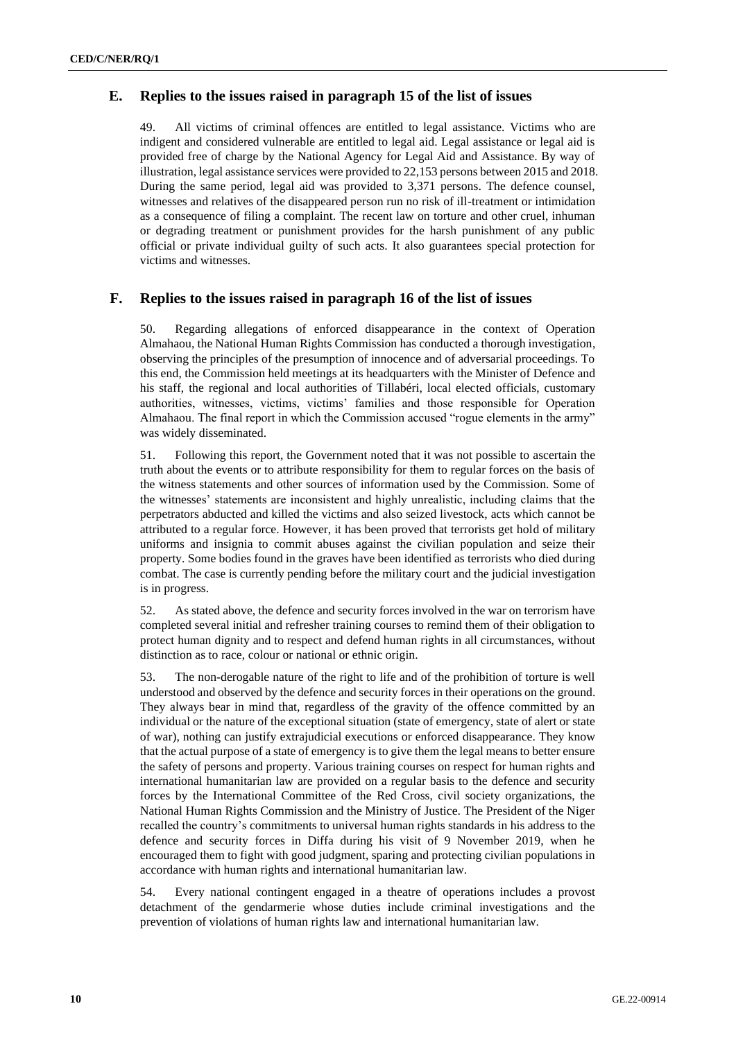## E. Replies to the issues raised in paragraph 15 of the list of issues

49. All victims of criminal offences are entitled to legal assistance. Victims who are indigent and considered vulnerable are entitled to legal aid. Legal assistance or legal aid is provided free of charge by the National Agency for Legal Aid and Assistance. By way of illustration, legal assistance services were provided to 22,153 persons between 2015 and 2018. During the same period, legal aid was provided to 3,371 persons. The defence counsel, witnesses and relatives of the disappeared person run no risk of ill-treatment or intimidation as a consequence of filing a complaint. The recent law on torture and other cruel, inhuman or degrading treatment or punishment provides for the harsh punishment of any public official or private individual guilty of such acts. It also guarantees special protection for victims and witnesses.

## F. Replies to the issues raised in paragraph 16 of the list of issues

50. Regarding allegations of enforced disappearance in the context of Operation Almahaou, the National Human Rights Commission has conducted a thorough investigation, observing the principles of the presumption of innocence and of adversarial proceedings. To this end, the Commission held meetings at its headquarters with the Minister of Defence and his staff, the regional and local authorities of Tillabéri, local elected officials, customary authorities, witnesses, victims, victims' families and those responsible for Operation Almahaou. The final report in which the Commission accused "rogue elements in the army" was widely disseminated.

51. Following this report, the Government noted that it was not possible to ascertain the truth about the events or to attribute responsibility for them to regular forces on the basis of the witness statements and other sources of information used by the Commission. Some of the witnesses' statements are inconsistent and highly unrealistic, including claims that the perpetrators abducted and killed the victims and also seized livestock, acts which cannot be attributed to a regular force. However, it has been proved that terrorists get hold of military uniforms and insignia to commit abuses against the civilian population and seize their property. Some bodies found in the graves have been identified as terrorists who died during combat. The case is currently pending before the military court and the judicial investigation is in progress.

52. As stated above, the defence and security forces involved in the war on terrorism have completed several initial and refresher training courses to remind them of their obligation to protect human dignity and to respect and defend human rights in all circumstances, without distinction as to race, colour or national or ethnic origin.

53. The non-derogable nature of the right to life and of the prohibition of torture is well understood and observed by the defence and security forces in their operations on the ground. They always bear in mind that, regardless of the gravity of the offence committed by an individual or the nature of the exceptional situation (state of emergency, state of alert or state of war), nothing can justify extrajudicial executions or enforced disappearance. They know that the actual purpose of a state of emergency is to give them the legal means to better ensure the safety of persons and property. Various training courses on respect for human rights and international humanitarian law are provided on a regular basis to the defence and security forces by the International Committee of the Red Cross, civil society organizations, the National Human Rights Commission and the Ministry of Justice. The President of the Niger recalled the country's commitments to universal human rights standards in his address to the defence and security forces in Diffa during his visit of 9 November 2019, when he encouraged them to fight with good judgment, sparing and protecting civilian populations in accordance with human rights and international humanitarian law.

54. Every national contingent engaged in a theatre of operations includes a provost detachment of the gendarmerie whose duties include criminal investigations and the prevention of violations of human rights law and international humanitarian law.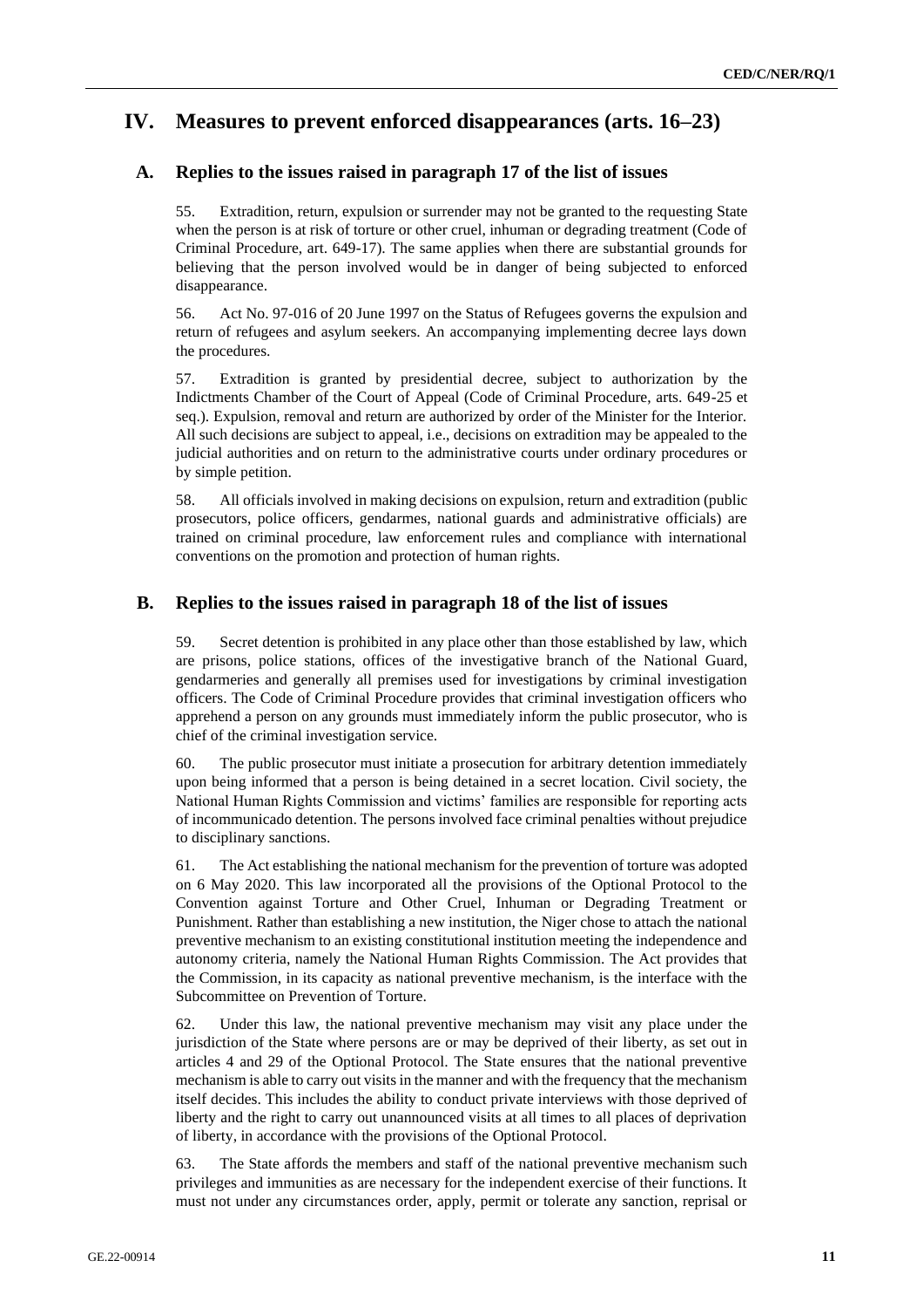# IV. Measures to prevent enforced disappearances (arts. 16–23)

## A. Replies to the issues raised in paragraph 17 of the list of issues

55. Extradition, return, expulsion or surrender may not be granted to the requesting State when the person is at risk of torture or other cruel, inhuman or degrading treatment (Code of Criminal Procedure, art. 649-17). The same applies when there are substantial grounds for believing that the person involved would be in danger of being subjected to enforced disappearance.

56. Act No. 97-016 of 20 June 1997 on the Status of Refugees governs the expulsion and return of refugees and asylum seekers. An accompanying implementing decree lays down the procedures.

57. Extradition is granted by presidential decree, subject to authorization by the Indictments Chamber of the Court of Appeal (Code of Criminal Procedure, arts. 649-25 et seq.). Expulsion, removal and return are authorized by order of the Minister for the Interior. All such decisions are subject to appeal, i.e., decisions on extradition may be appealed to the judicial authorities and on return to the administrative courts under ordinary procedures or by simple petition.

58. All officials involved in making decisions on expulsion, return and extradition (public prosecutors, police officers, gendarmes, national guards and administrative officials) are trained on criminal procedure, law enforcement rules and compliance with international conventions on the promotion and protection of human rights.

## B. Replies to the issues raised in paragraph 18 of the list of issues

59. Secret detention is prohibited in any place other than those established by law, which are prisons, police stations, offices of the investigative branch of the National Guard, gendarmeries and generally all premises used for investigations by criminal investigation officers. The Code of Criminal Procedure provides that criminal investigation officers who apprehend a person on any grounds must immediately inform the public prosecutor, who is chief of the criminal investigation service.

60. The public prosecutor must initiate a prosecution for arbitrary detention immediately upon being informed that a person is being detained in a secret location. Civil society, the National Human Rights Commission and victims' families are responsible for reporting acts of incommunicado detention. The persons involved face criminal penalties without prejudice to disciplinary sanctions.

61. The Act establishing the national mechanism for the prevention of torture was adopted on 6 May 2020. This law incorporated all the provisions of the Optional Protocol to the Convention against Torture and Other Cruel, Inhuman or Degrading Treatment or Punishment. Rather than establishing a new institution, the Niger chose to attach the national preventive mechanism to an existing constitutional institution meeting the independence and autonomy criteria, namely the National Human Rights Commission. The Act provides that the Commission, in its capacity as national preventive mechanism, is the interface with the Subcommittee on Prevention of Torture.

62. Under this law, the national preventive mechanism may visit any place under the jurisdiction of the State where persons are or may be deprived of their liberty, as set out in articles 4 and 29 of the Optional Protocol. The State ensures that the national preventive mechanism is able to carry out visits in the manner and with the frequency that the mechanism itself decides. This includes the ability to conduct private interviews with those deprived of liberty and the right to carry out unannounced visits at all times to all places of deprivation of liberty, in accordance with the provisions of the Optional Protocol.

63. The State affords the members and staff of the national preventive mechanism such privileges and immunities as are necessary for the independent exercise of their functions. It must not under any circumstances order, apply, permit or tolerate any sanction, reprisal or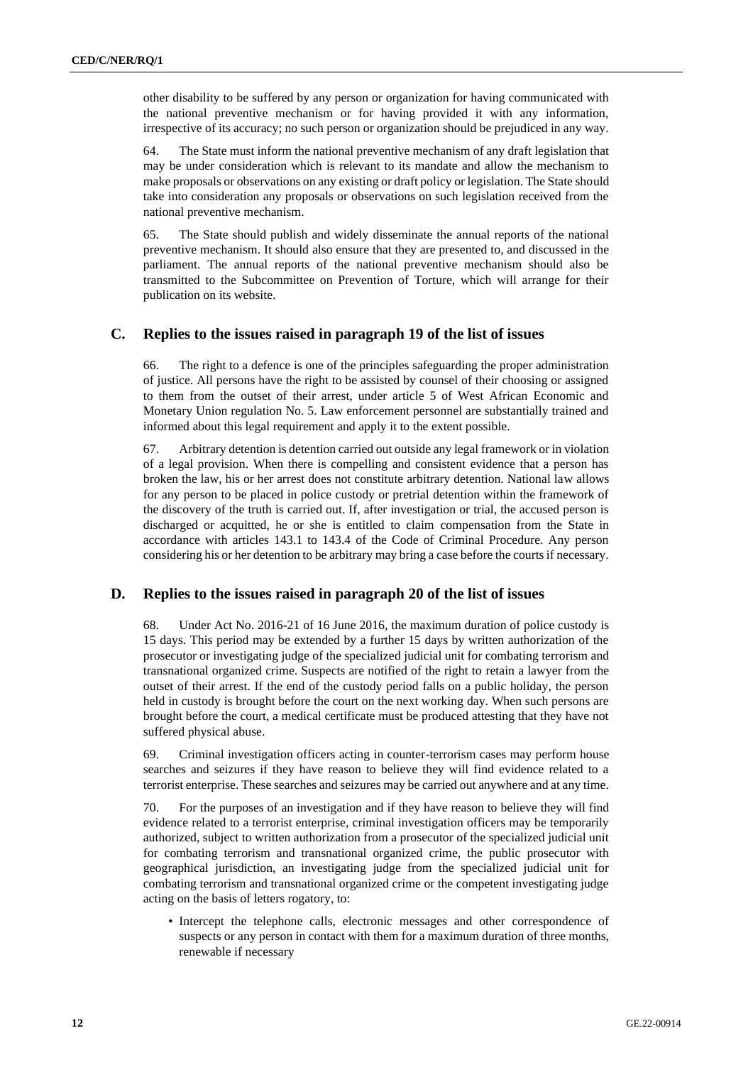other disability to be suffered by any person or organization for having communicated with the national preventive mechanism or for having provided it with any information, irrespective of its accuracy; no such person or organization should be prejudiced in any way.

64. The State must inform the national preventive mechanism of any draft legislation that may be under consideration which is relevant to its mandate and allow the mechanism to make proposals or observations on any existing or draft policy or legislation. The State should take into consideration any proposals or observations on such legislation received from the national preventive mechanism.

65. The State should publish and widely disseminate the annual reports of the national preventive mechanism. It should also ensure that they are presented to, and discussed in the parliament. The annual reports of the national preventive mechanism should also be transmitted to the Subcommittee on Prevention of Torture, which will arrange for their publication on its website.

## C. Replies to the issues raised in paragraph 19 of the list of issues

66. The right to a defence is one of the principles safeguarding the proper administration of justice. All persons have the right to be assisted by counsel of their choosing or assigned to them from the outset of their arrest, under article 5 of West African Economic and Monetary Union regulation No. 5. Law enforcement personnel are substantially trained and informed about this legal requirement and apply it to the extent possible.

67. Arbitrary detention is detention carried out outside any legal framework or in violation of a legal provision. When there is compelling and consistent evidence that a person has broken the law, his or her arrest does not constitute arbitrary detention. National law allows for any person to be placed in police custody or pretrial detention within the framework of the discovery of the truth is carried out. If, after investigation or trial, the accused person is discharged or acquitted, he or she is entitled to claim compensation from the State in accordance with articles 143.1 to 143.4 of the Code of Criminal Procedure. Any person considering his or her detention to be arbitrary may bring a case before the courts if necessary.

## D. Replies to the issues raised in paragraph 20 of the list of issues

68. Under Act No. 2016-21 of 16 June 2016, the maximum duration of police custody is 15 days. This period may be extended by a further 15 days by written authorization of the prosecutor or investigating judge of the specialized judicial unit for combating terrorism and transnational organized crime. Suspects are notified of the right to retain a lawyer from the outset of their arrest. If the end of the custody period falls on a public holiday, the person held in custody is brought before the court on the next working day. When such persons are brought before the court, a medical certificate must be produced attesting that they have not suffered physical abuse.

69. Criminal investigation officers acting in counter-terrorism cases may perform house searches and seizures if they have reason to believe they will find evidence related to a terrorist enterprise. These searches and seizures may be carried out anywhere and at any time.

70. For the purposes of an investigation and if they have reason to believe they will find evidence related to a terrorist enterprise, criminal investigation officers may be temporarily authorized, subject to written authorization from a prosecutor of the specialized judicial unit for combating terrorism and transnational organized crime, the public prosecutor with geographical jurisdiction, an investigating judge from the specialized judicial unit for combating terrorism and transnational organized crime or the competent investigating judge acting on the basis of letters rogatory, to:

- Intercept the telephone calls, electronic messages and other correspondence of suspects or any person in contact with them for a maximum duration of three months, renewable if necessary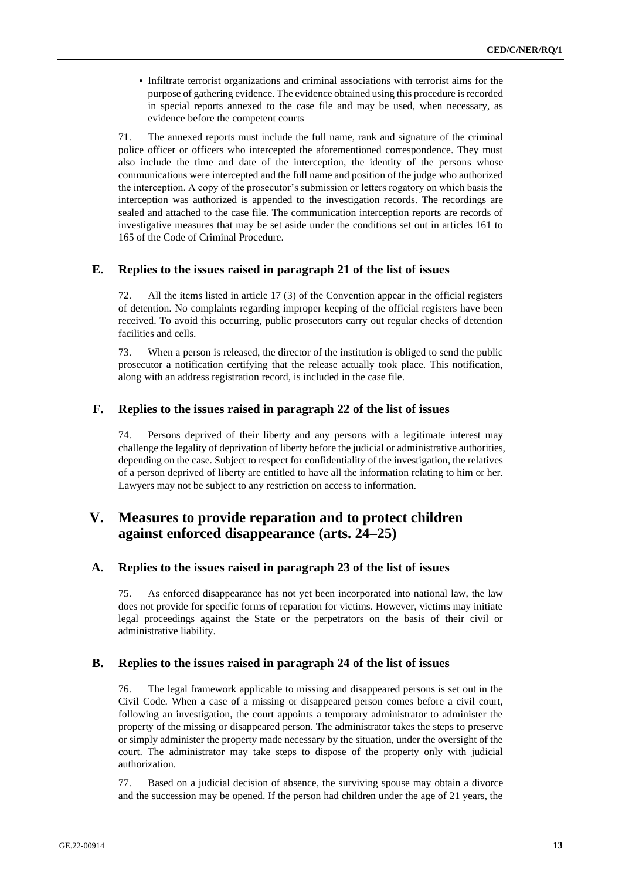- Infiltrate terrorist organizations and criminal associations with terrorist aims for the purpose of gathering evidence. The evidence obtained using this procedure is recorded in special reports annexed to the case file and may be used, when necessary, as evidence before the competent courts

71. The annexed reports must include the full name, rank and signature of the criminal police officer or officers who intercepted the aforementioned correspondence. They must also include the time and date of the interception, the identity of the persons whose communications were intercepted and the full name and position of the judge who authorized the interception. A copy of the prosecutor's submission or letters rogatory on which basis the interception was authorized is appended to the investigation records. The recordings are sealed and attached to the case file. The communication interception reports are records of investigative measures that may be set aside under the conditions set out in articles 161 to 165 of the Code of Criminal Procedure.

## E. Replies to the issues raised in paragraph 21 of the list of issues

72. All the items listed in article 17 (3) of the Convention appear in the official registers of detention. No complaints regarding improper keeping of the official registers have been received. To avoid this occurring, public prosecutors carry out regular checks of detention facilities and cells.

73. When a person is released, the director of the institution is obliged to send the public prosecutor a notification certifying that the release actually took place. This notification, along with an address registration record, is included in the case file.

## F. Replies to the issues raised in paragraph 22 of the list of issues

74. Persons deprived of their liberty and any persons with a legitimate interest may challenge the legality of deprivation of liberty before the judicial or administrative authorities, depending on the case. Subject to respect for confidentiality of the investigation, the relatives of a person deprived of liberty are entitled to have all the information relating to him or her. Lawyers may not be subject to any restriction on access to information.

# V. Measures to provide reparation and to protect children against enforced disappearance (arts. 24–25)

## A. Replies to the issues raised in paragraph 23 of the list of issues

75. As enforced disappearance has not yet been incorporated into national law, the law does not provide for specific forms of reparation for victims. However, victims may initiate legal proceedings against the State or the perpetrators on the basis of their civil or administrative liability.

## B. Replies to the issues raised in paragraph 24 of the list of issues

76. The legal framework applicable to missing and disappeared persons is set out in the Civil Code. When a case of a missing or disappeared person comes before a civil court, following an investigation, the court appoints a temporary administrator to administer the property of the missing or disappeared person. The administrator takes the steps to preserve or simply administer the property made necessary by the situation, under the oversight of the court. The administrator may take steps to dispose of the property only with judicial authorization.

77. Based on a judicial decision of absence, the surviving spouse may obtain a divorce and the succession may be opened. If the person had children under the age of 21 years, the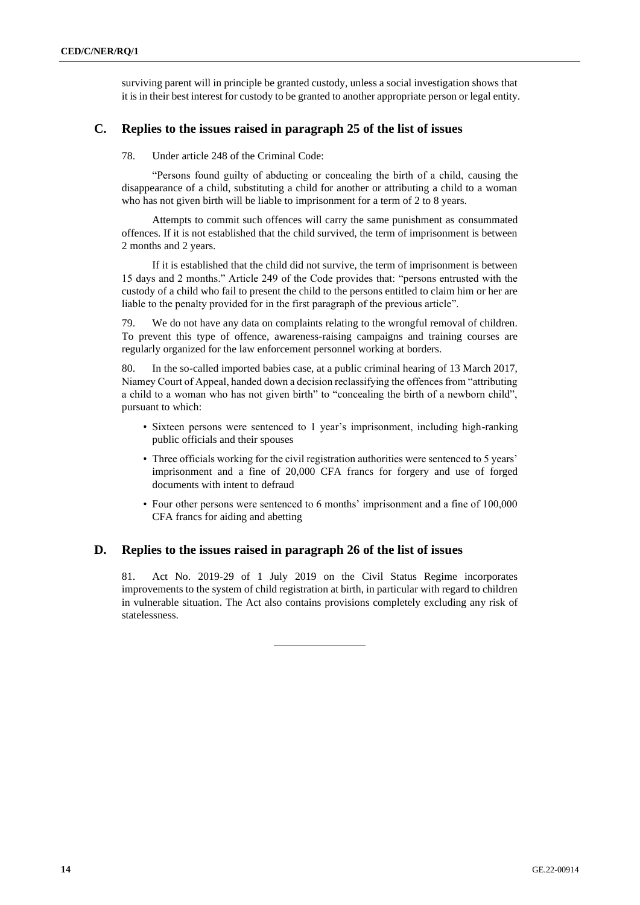surviving parent will in principle be granted custody, unless a social investigation shows that it is in their best interest for custody to be granted to another appropriate person or legal entity.

## C. Replies to the issues raised in paragraph 25 of the list of issues

78. Under article 248 of the Criminal Code:

"Persons found guilty of abducting or concealing the birth of a child, causing the disappearance of a child, substituting a child for another or attributing a child to a woman who has not given birth will be liable to imprisonment for a term of 2 to 8 years.

Attempts to commit such offences will carry the same punishment as consummated offences. If it is not established that the child survived, the term of imprisonment is between 2 months and 2 years.

If it is established that the child did not survive, the term of imprisonment is between 15 days and 2 months." Article 249 of the Code provides that: "persons entrusted with the custody of a child who fail to present the child to the persons entitled to claim him or her are liable to the penalty provided for in the first paragraph of the previous article".

79. We do not have any data on complaints relating to the wrongful removal of children. To prevent this type of offence, awareness-raising campaigns and training courses are regularly organized for the law enforcement personnel working at borders.

80. In the so-called imported babies case, at a public criminal hearing of 13 March 2017, Niamey Court of Appeal, handed down a decision reclassifying the offences from "attributing a child to a woman who has not given birth" to "concealing the birth of a newborn child", pursuant to which:

- Sixteen persons were sentenced to 1 year's imprisonment, including high-ranking public officials and their spouses
- Three officials working for the civil registration authorities were sentenced to 5 years' imprisonment and a fine of 20,000 CFA francs for forgery and use of forged documents with intent to defraud
- Four other persons were sentenced to 6 months' imprisonment and a fine of 100,000 CFA francs for aiding and abetting

## D. Replies to the issues raised in paragraph 26 of the list of issues

81. Act No. 2019-29 of 1 July 2019 on the Civil Status Regime incorporates improvements to the system of child registration at birth, in particular with regard to children in vulnerable situation. The Act also contains provisions completely excluding any risk of statelessness.